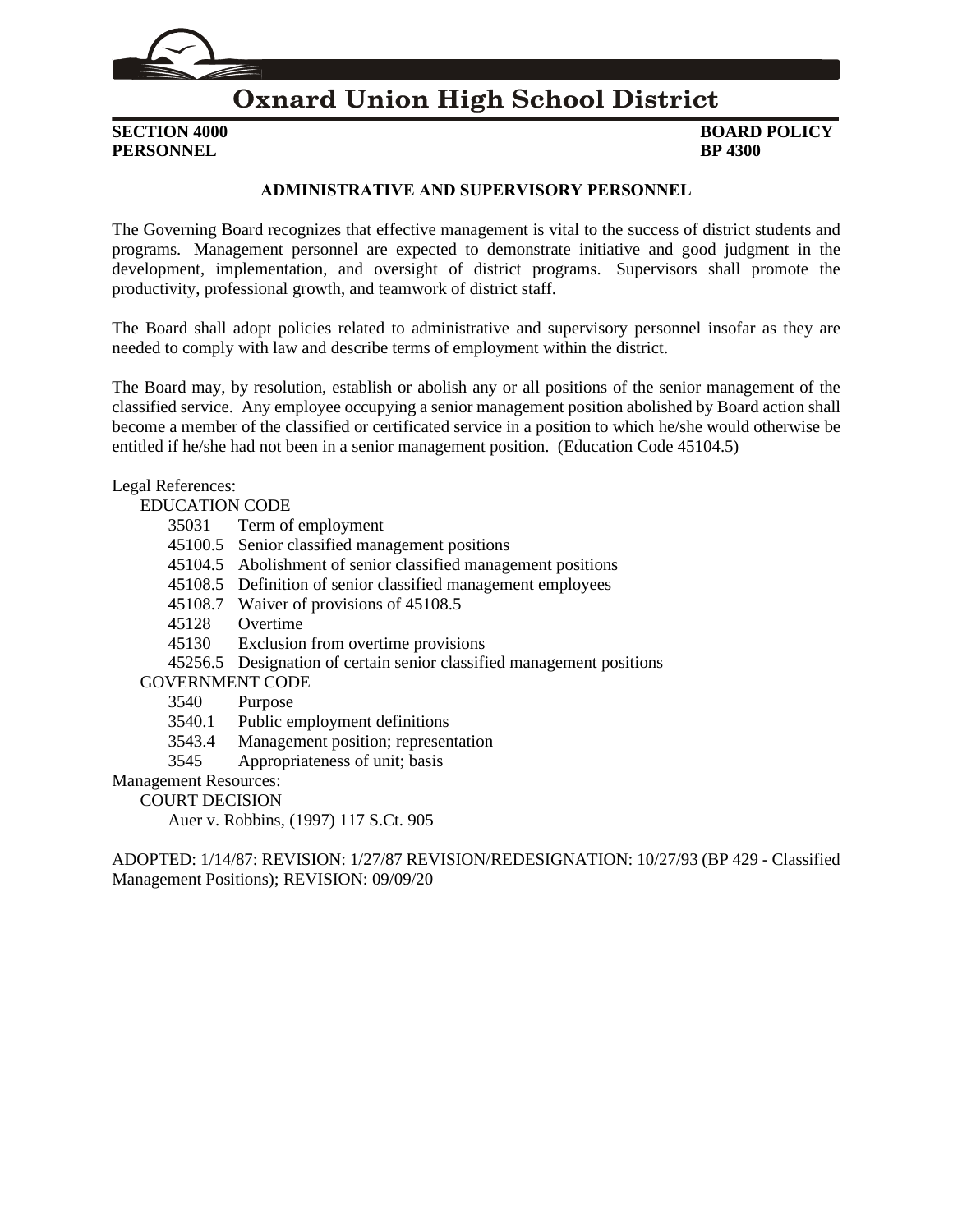# Oxnard Union High School District

**SECTION 4000**
**PERSONNEL**

**BOARD POLICY**
**BP 4300**

## ADMINISTRATIVE AND SUPERVISORY PERSONNEL

The Governing Board recognizes that effective management is vital to the success of district students and programs. Management personnel are expected to demonstrate initiative and good judgment in the development, implementation, and oversight of district programs. Supervisors shall promote the productivity, professional growth, and teamwork of district staff.

The Board shall adopt policies related to administrative and supervisory personnel insofar as they are needed to comply with law and describe terms of employment within the district.

The Board may, by resolution, establish or abolish any or all positions of the senior management of the classified service. Any employee occupying a senior management position abolished by Board action shall become a member of the classified or certificated service in a position to which he/she would otherwise be entitled if he/she had not been in a senior management position. (Education Code 45104.5)

Legal References:

EDUCATION CODE

- 35031 Term of employment
- 45100.5 Senior classified management positions
- 45104.5 Abolishment of senior classified management positions
- 45108.5 Definition of senior classified management employees
- 45108.7 Waiver of provisions of 45108.5
- 45128 Overtime
- 45130 Exclusion from overtime provisions
- 45256.5 Designation of certain senior classified management positions

GOVERNMENT CODE

- 3540 Purpose
- 3540.1 Public employment definitions
- 3543.4 Management position; representation
- 3545 Appropriateness of unit; basis

Management Resources:

COURT DECISION

- Auer v. Robbins, (1997) 117 S.Ct. 905

ADOPTED: 1/14/87: REVISION: 1/27/87 REVISION/REDESIGNATION: 10/27/93 (BP 429 - Classified Management Positions); REVISION: 09/09/20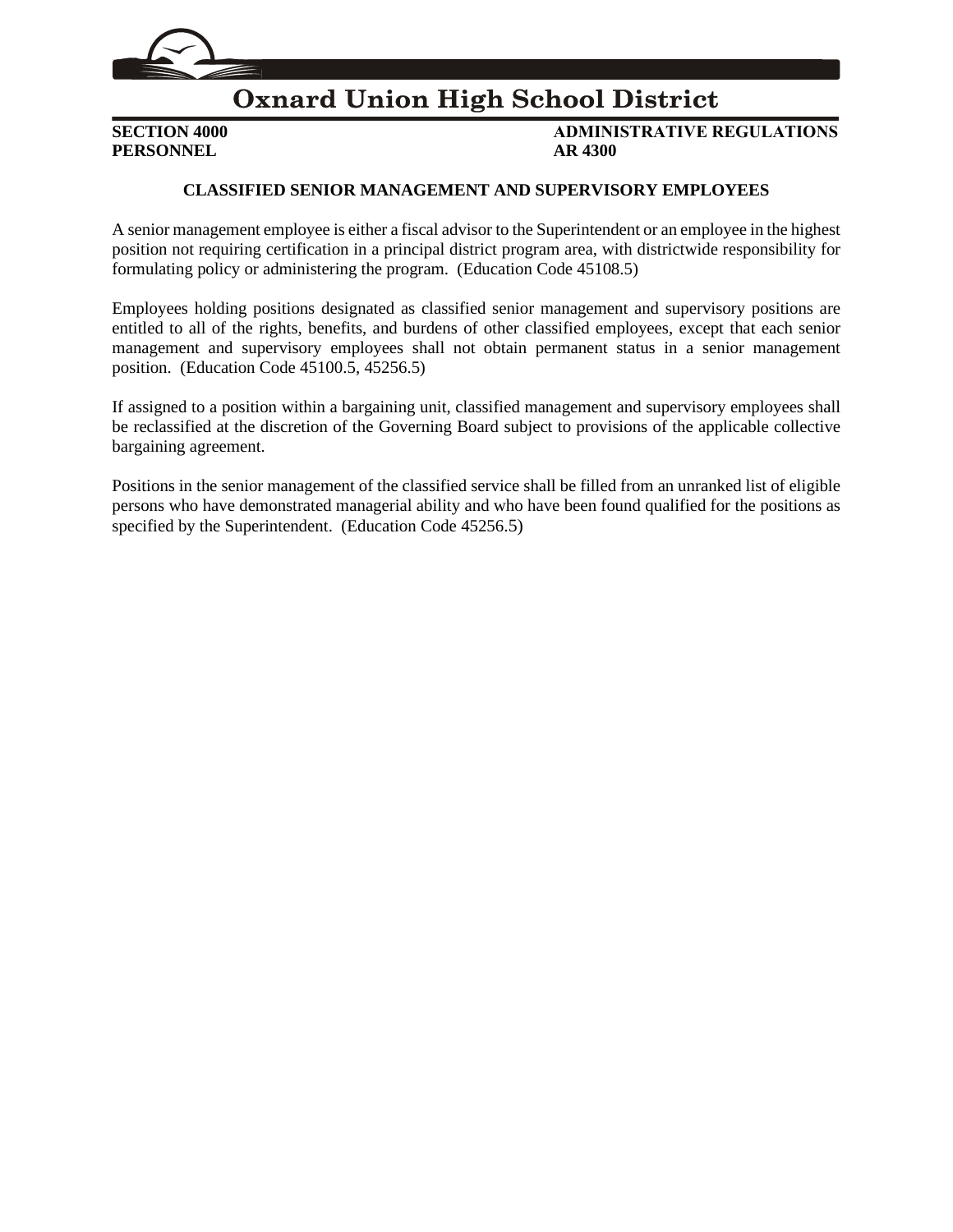# Oxnard Union High School District

**SECTION 4000** **ADMINISTRATIVE REGULATIONS**
**PERSONNEL** **AR 4300**

## CLASSIFIED SENIOR MANAGEMENT AND SUPERVISORY EMPLOYEES

A senior management employee is either a fiscal advisor to the Superintendent or an employee in the highest position not requiring certification in a principal district program area, with districtwide responsibility for formulating policy or administering the program. (Education Code 45108.5)

Employees holding positions designated as classified senior management and supervisory positions are entitled to all of the rights, benefits, and burdens of other classified employees, except that each senior management and supervisory employees shall not obtain permanent status in a senior management position. (Education Code 45100.5, 45256.5)

If assigned to a position within a bargaining unit, classified management and supervisory employees shall be reclassified at the discretion of the Governing Board subject to provisions of the applicable collective bargaining agreement.

Positions in the senior management of the classified service shall be filled from an unranked list of eligible persons who have demonstrated managerial ability and who have been found qualified for the positions as specified by the Superintendent. (Education Code 45256.5)